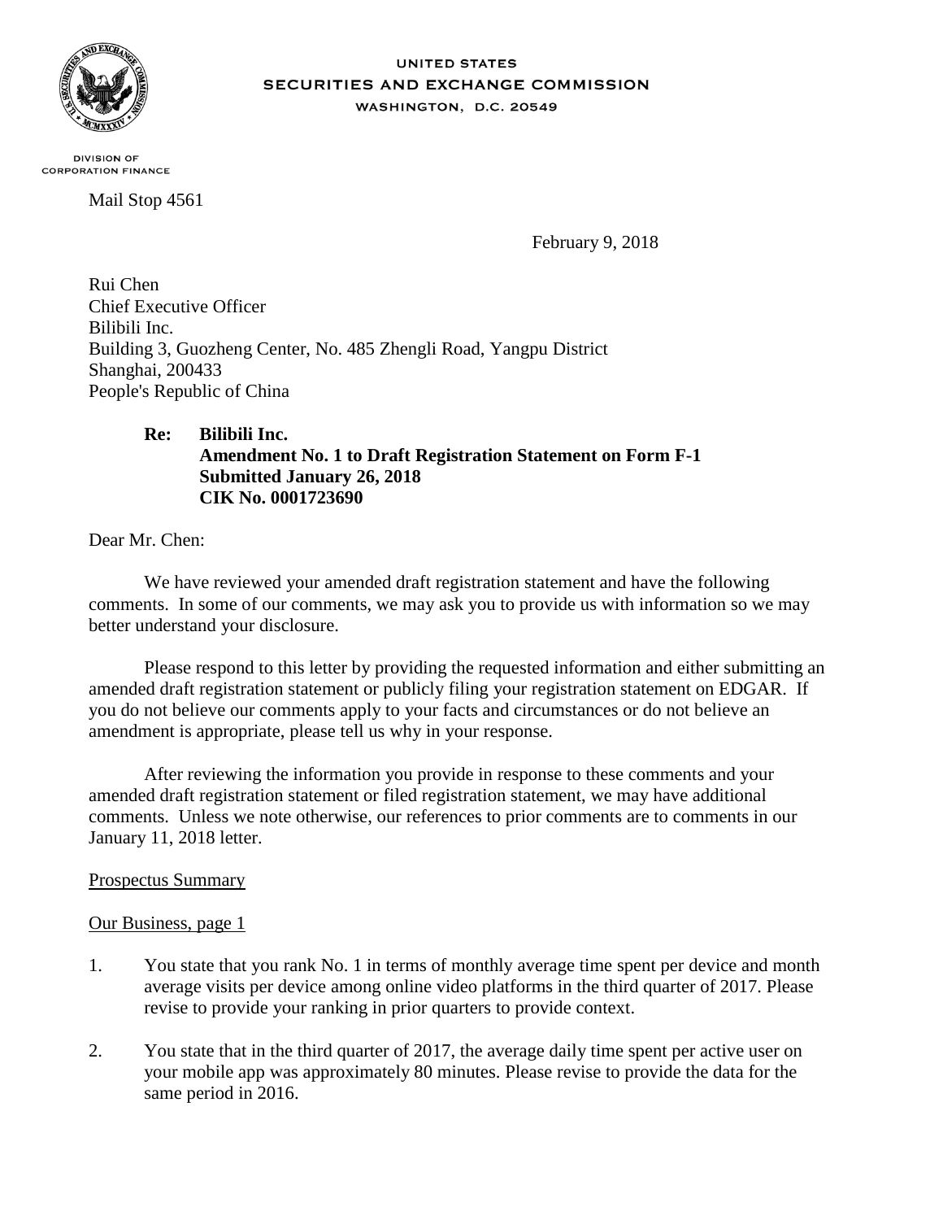UNITED STATES
SECURITIES AND EXCHANGE COMMISSION
WASHINGTON, D.C. 20549

DIVISION OF
CORPORATION FINANCE

Mail Stop 4561

February 9, 2018

Rui Chen
Chief Executive Officer
Bilibili Inc.
Building 3, Guozheng Center, No. 485 Zhengli Road, Yangpu District
Shanghai, 200433
People's Republic of China

**Re: Bilibili Inc.**
**Amendment No. 1 to Draft Registration Statement on Form F-1**
**Submitted January 26, 2018**
**CIK No. 0001723690**

Dear Mr. Chen:

We have reviewed your amended draft registration statement and have the following comments. In some of our comments, we may ask you to provide us with information so we may better understand your disclosure.

Please respond to this letter by providing the requested information and either submitting an amended draft registration statement or publicly filing your registration statement on EDGAR. If you do not believe our comments apply to your facts and circumstances or do not believe an amendment is appropriate, please tell us why in your response.

After reviewing the information you provide in response to these comments and your amended draft registration statement or filed registration statement, we may have additional comments. Unless we note otherwise, our references to prior comments are to comments in our January 11, 2018 letter.

Prospectus Summary

Our Business, page 1

1. You state that you rank No. 1 in terms of monthly average time spent per device and month average visits per device among online video platforms in the third quarter of 2017. Please revise to provide your ranking in prior quarters to provide context.

2. You state that in the third quarter of 2017, the average daily time spent per active user on your mobile app was approximately 80 minutes. Please revise to provide the data for the same period in 2016.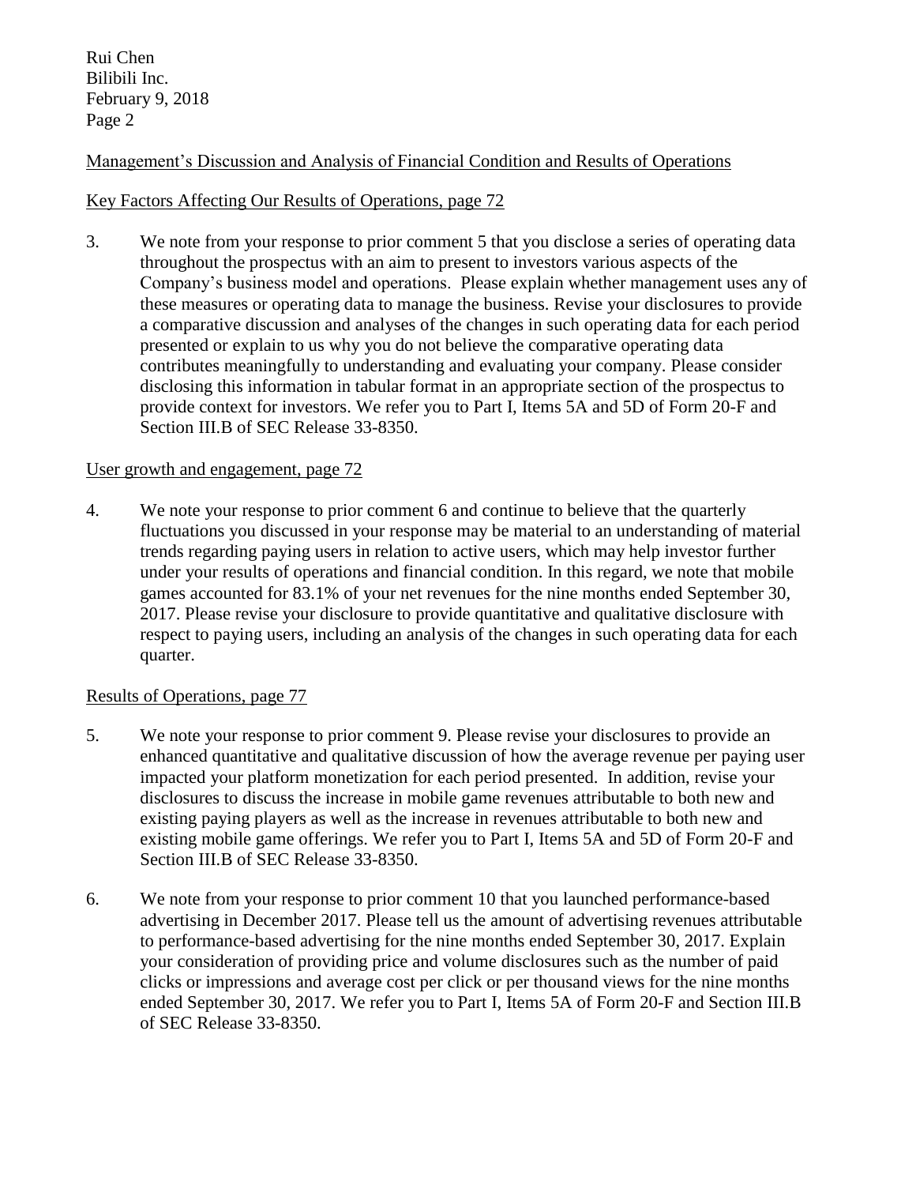Management's Discussion and Analysis of Financial Condition and Results of Operations

Key Factors Affecting Our Results of Operations, page 72

3. We note from your response to prior comment 5 that you disclose a series of operating data throughout the prospectus with an aim to present to investors various aspects of the Company's business model and operations. Please explain whether management uses any of these measures or operating data to manage the business. Revise your disclosures to provide a comparative discussion and analyses of the changes in such operating data for each period presented or explain to us why you do not believe the comparative operating data contributes meaningfully to understanding and evaluating your company. Please consider disclosing this information in tabular format in an appropriate section of the prospectus to provide context for investors. We refer you to Part I, Items 5A and 5D of Form 20-F and Section III.B of SEC Release 33-8350.

User growth and engagement, page 72

4. We note your response to prior comment 6 and continue to believe that the quarterly fluctuations you discussed in your response may be material to an understanding of material trends regarding paying users in relation to active users, which may help investor further under your results of operations and financial condition. In this regard, we note that mobile games accounted for 83.1% of your net revenues for the nine months ended September 30, 2017. Please revise your disclosure to provide quantitative and qualitative disclosure with respect to paying users, including an analysis of the changes in such operating data for each quarter.

Results of Operations, page 77

5. We note your response to prior comment 9. Please revise your disclosures to provide an enhanced quantitative and qualitative discussion of how the average revenue per paying user impacted your platform monetization for each period presented. In addition, revise your disclosures to discuss the increase in mobile game revenues attributable to both new and existing paying players as well as the increase in revenues attributable to both new and existing mobile game offerings. We refer you to Part I, Items 5A and 5D of Form 20-F and Section III.B of SEC Release 33-8350.

6. We note from your response to prior comment 10 that you launched performance-based advertising in December 2017. Please tell us the amount of advertising revenues attributable to performance-based advertising for the nine months ended September 30, 2017. Explain your consideration of providing price and volume disclosures such as the number of paid clicks or impressions and average cost per click or per thousand views for the nine months ended September 30, 2017. We refer you to Part I, Items 5A of Form 20-F and Section III.B of SEC Release 33-8350.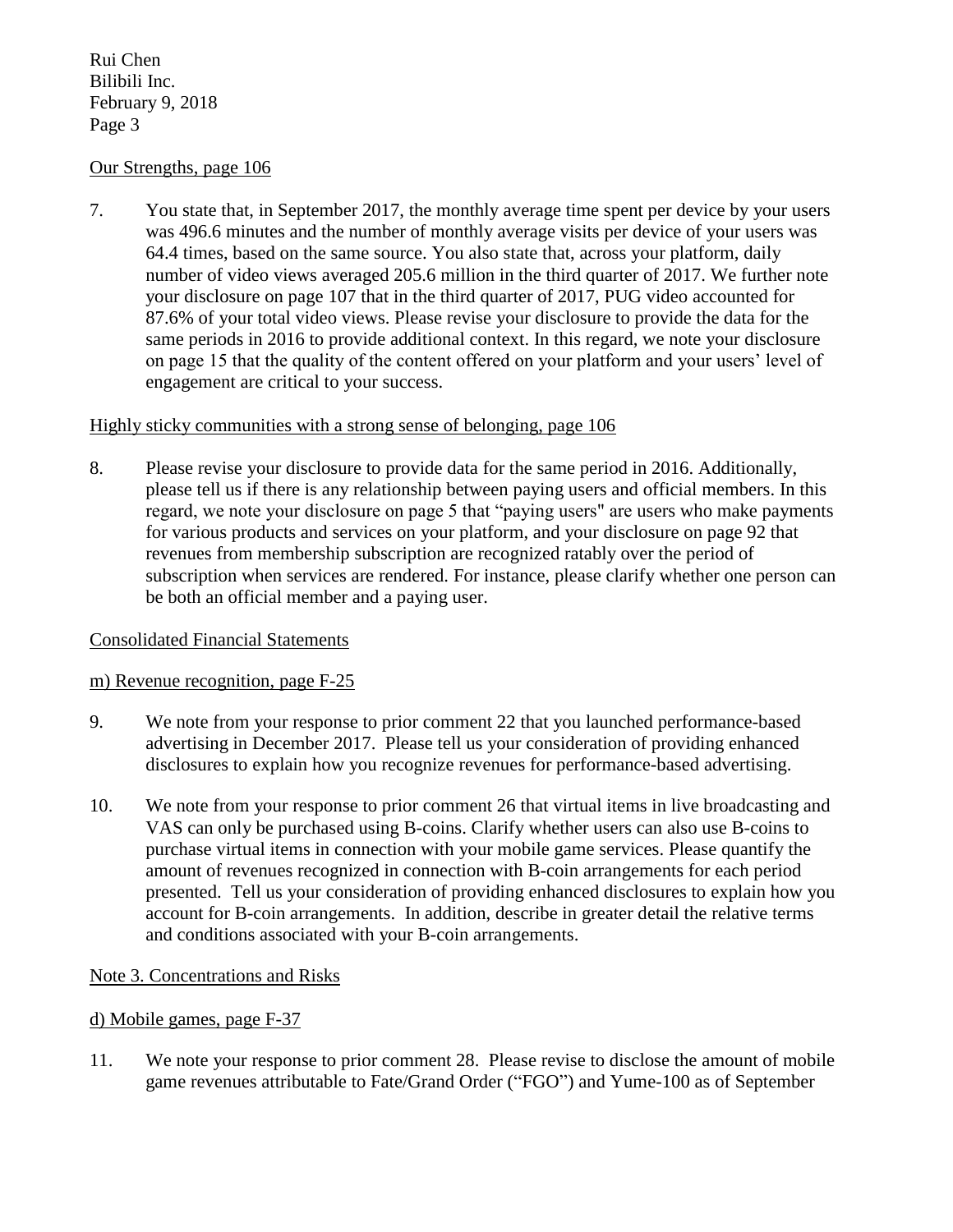Our Strengths, page 106

7. You state that, in September 2017, the monthly average time spent per device by your users was 496.6 minutes and the number of monthly average visits per device of your users was 64.4 times, based on the same source. You also state that, across your platform, daily number of video views averaged 205.6 million in the third quarter of 2017. We further note your disclosure on page 107 that in the third quarter of 2017, PUG video accounted for 87.6% of your total video views. Please revise your disclosure to provide the data for the same periods in 2016 to provide additional context. In this regard, we note your disclosure on page 15 that the quality of the content offered on your platform and your users' level of engagement are critical to your success.

Highly sticky communities with a strong sense of belonging, page 106

8. Please revise your disclosure to provide data for the same period in 2016. Additionally, please tell us if there is any relationship between paying users and official members. In this regard, we note your disclosure on page 5 that "paying users" are users who make payments for various products and services on your platform, and your disclosure on page 92 that revenues from membership subscription are recognized ratably over the period of subscription when services are rendered. For instance, please clarify whether one person can be both an official member and a paying user.

Consolidated Financial Statements

m) Revenue recognition, page F-25

9. We note from your response to prior comment 22 that you launched performance-based advertising in December 2017. Please tell us your consideration of providing enhanced disclosures to explain how you recognize revenues for performance-based advertising.

10. We note from your response to prior comment 26 that virtual items in live broadcasting and VAS can only be purchased using B-coins. Clarify whether users can also use B-coins to purchase virtual items in connection with your mobile game services. Please quantify the amount of revenues recognized in connection with B-coin arrangements for each period presented. Tell us your consideration of providing enhanced disclosures to explain how you account for B-coin arrangements. In addition, describe in greater detail the relative terms and conditions associated with your B-coin arrangements.

Note 3. Concentrations and Risks

d) Mobile games, page F-37

11. We note your response to prior comment 28. Please revise to disclose the amount of mobile game revenues attributable to Fate/Grand Order ("FGO") and Yume-100 as of September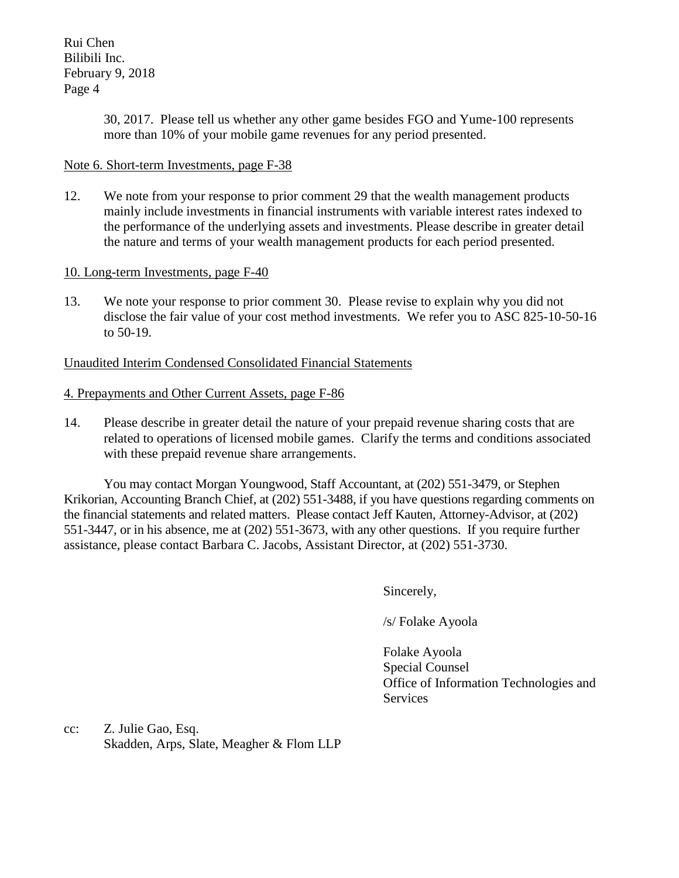30, 2017. Please tell us whether any other game besides FGO and Yume-100 represents more than 10% of your mobile game revenues for any period presented.

Note 6. Short-term Investments, page F-38

12. We note from your response to prior comment 29 that the wealth management products mainly include investments in financial instruments with variable interest rates indexed to the performance of the underlying assets and investments. Please describe in greater detail the nature and terms of your wealth management products for each period presented.

10. Long-term Investments, page F-40

13. We note your response to prior comment 30. Please revise to explain why you did not disclose the fair value of your cost method investments. We refer you to ASC 825-10-50-16 to 50-19.

Unaudited Interim Condensed Consolidated Financial Statements

4. Prepayments and Other Current Assets, page F-86

14. Please describe in greater detail the nature of your prepaid revenue sharing costs that are related to operations of licensed mobile games. Clarify the terms and conditions associated with these prepaid revenue share arrangements.

You may contact Morgan Youngwood, Staff Accountant, at (202) 551-3479, or Stephen Krikorian, Accounting Branch Chief, at (202) 551-3488, if you have questions regarding comments on the financial statements and related matters. Please contact Jeff Kauten, Attorney-Advisor, at (202) 551-3447, or in his absence, me at (202) 551-3673, with any other questions. If you require further assistance, please contact Barbara C. Jacobs, Assistant Director, at (202) 551-3730.

Sincerely,

/s/ Folake Ayoola

Folake Ayoola
Special Counsel
Office of Information Technologies and Services

cc: Z. Julie Gao, Esq.
Skadden, Arps, Slate, Meagher & Flom LLP